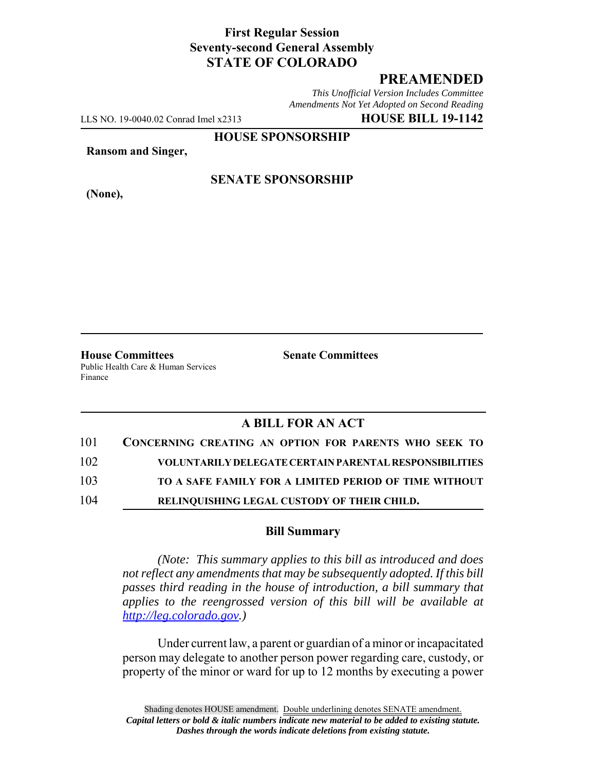**First Regular Session**
**Seventy-second General Assembly**
**STATE OF COLORADO**

# PREAMENDED

*This Unofficial Version Includes Committee Amendments Not Yet Adopted on Second Reading*

LLS NO. 19-0040.02 Conrad Imel x2313 **HOUSE BILL 19-1142**

**HOUSE SPONSORSHIP**

**Ransom and Singer,**

**SENATE SPONSORSHIP**

**(None),**

**House Committees**
Public Health Care & Human Services
Finance

**Senate Committees**

## A BILL FOR AN ACT

101 **CONCERNING CREATING AN OPTION FOR PARENTS WHO SEEK TO**
102 **VOLUNTARILY DELEGATE CERTAIN PARENTAL RESPONSIBILITIES**
103 **TO A SAFE FAMILY FOR A LIMITED PERIOD OF TIME WITHOUT**
104 **RELINQUISHING LEGAL CUSTODY OF THEIR CHILD.**

### Bill Summary

*(Note: This summary applies to this bill as introduced and does not reflect any amendments that may be subsequently adopted. If this bill passes third reading in the house of introduction, a bill summary that applies to the reengrossed version of this bill will be available at http://leg.colorado.gov.)*

Under current law, a parent or guardian of a minor or incapacitated person may delegate to another person power regarding care, custody, or property of the minor or ward for up to 12 months by executing a power

Shading denotes HOUSE amendment. Double underlining denotes SENATE amendment.
*Capital letters or bold & italic numbers indicate new material to be added to existing statute.*
*Dashes through the words indicate deletions from existing statute.*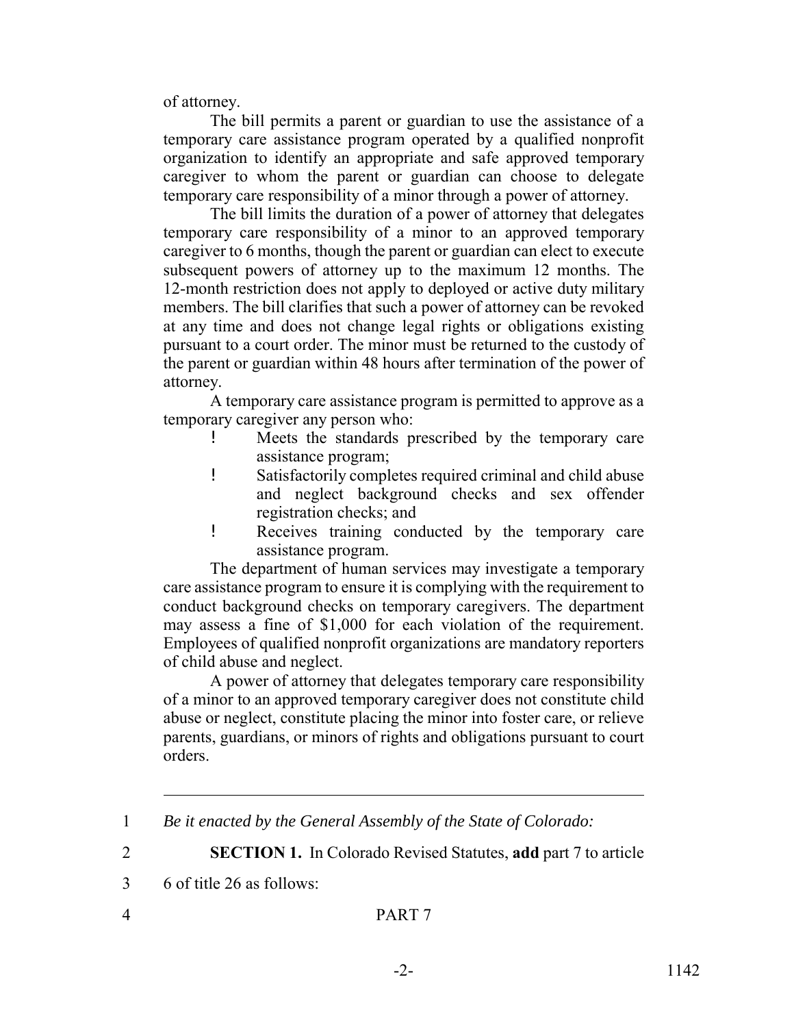of attorney.

The bill permits a parent or guardian to use the assistance of a temporary care assistance program operated by a qualified nonprofit organization to identify an appropriate and safe approved temporary caregiver to whom the parent or guardian can choose to delegate temporary care responsibility of a minor through a power of attorney.

The bill limits the duration of a power of attorney that delegates temporary care responsibility of a minor to an approved temporary caregiver to 6 months, though the parent or guardian can elect to execute subsequent powers of attorney up to the maximum 12 months. The 12-month restriction does not apply to deployed or active duty military members. The bill clarifies that such a power of attorney can be revoked at any time and does not change legal rights or obligations existing pursuant to a court order. The minor must be returned to the custody of the parent or guardian within 48 hours after termination of the power of attorney.

A temporary care assistance program is permitted to approve as a temporary caregiver any person who:

- Meets the standards prescribed by the temporary care assistance program;
- Satisfactorily completes required criminal and child abuse and neglect background checks and sex offender registration checks; and
- Receives training conducted by the temporary care assistance program.

The department of human services may investigate a temporary care assistance program to ensure it is complying with the requirement to conduct background checks on temporary caregivers. The department may assess a fine of $1,000 for each violation of the requirement. Employees of qualified nonprofit organizations are mandatory reporters of child abuse and neglect.

A power of attorney that delegates temporary care responsibility of a minor to an approved temporary caregiver does not constitute child abuse or neglect, constitute placing the minor into foster care, or relieve parents, guardians, or minors of rights and obligations pursuant to court orders.

---

1 *Be it enacted by the General Assembly of the State of Colorado:*

2 **SECTION 1.** In Colorado Revised Statutes, **add** part 7 to article
3 6 of title 26 as follows:

4 PART 7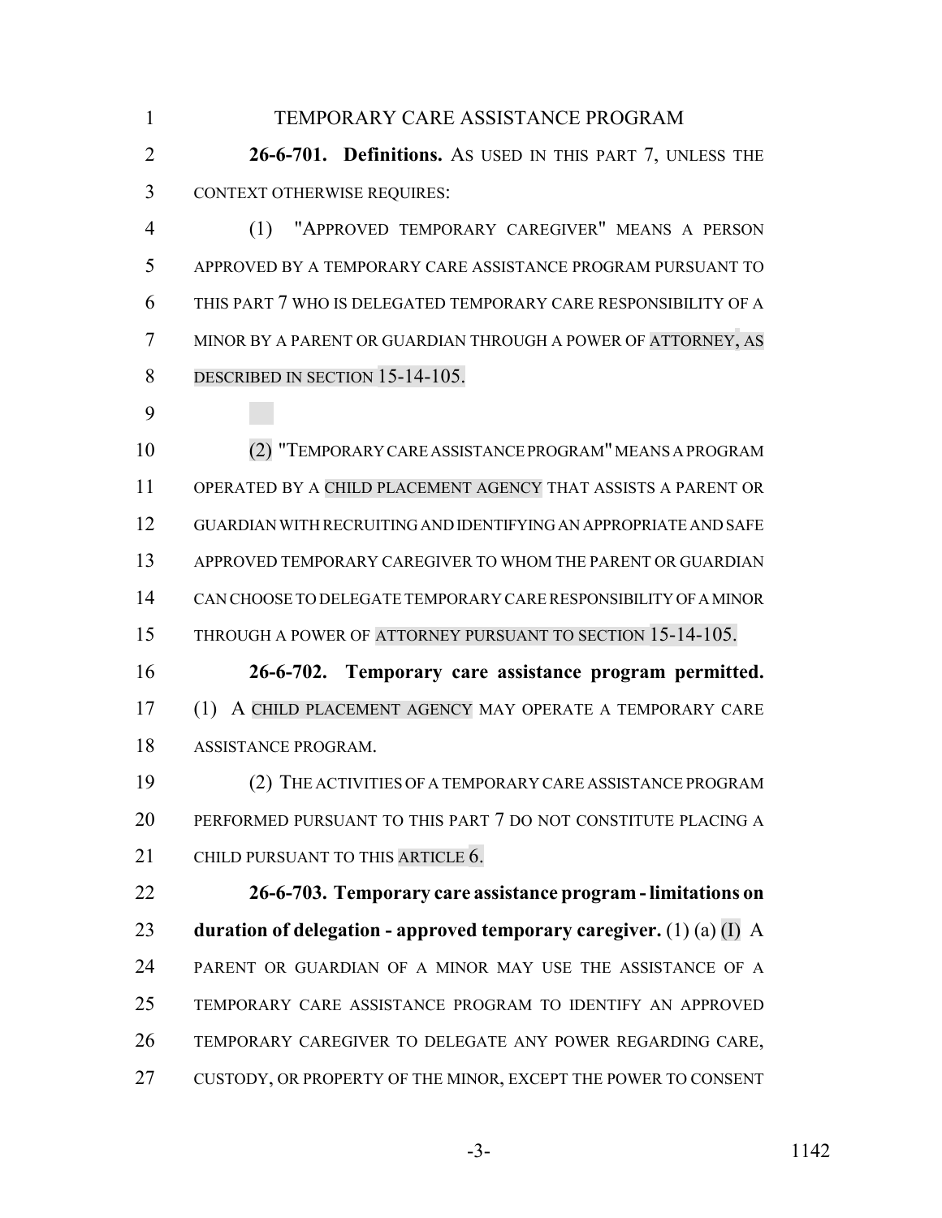TEMPORARY CARE ASSISTANCE PROGRAM

**26-6-701. Definitions.** AS USED IN THIS PART 7, UNLESS THE CONTEXT OTHERWISE REQUIRES:

(1) "APPROVED TEMPORARY CAREGIVER" MEANS A PERSON APPROVED BY A TEMPORARY CARE ASSISTANCE PROGRAM PURSUANT TO THIS PART 7 WHO IS DELEGATED TEMPORARY CARE RESPONSIBILITY OF A MINOR BY A PARENT OR GUARDIAN THROUGH A POWER OF ATTORNEY, AS DESCRIBED IN SECTION 15-14-105.

(2) "TEMPORARY CARE ASSISTANCE PROGRAM" MEANS A PROGRAM OPERATED BY A CHILD PLACEMENT AGENCY THAT ASSISTS A PARENT OR GUARDIAN WITH RECRUITING AND IDENTIFYING AN APPROPRIATE AND SAFE APPROVED TEMPORARY CAREGIVER TO WHOM THE PARENT OR GUARDIAN CAN CHOOSE TO DELEGATE TEMPORARY CARE RESPONSIBILITY OF A MINOR THROUGH A POWER OF ATTORNEY PURSUANT TO SECTION 15-14-105.

**26-6-702. Temporary care assistance program permitted.** (1) A CHILD PLACEMENT AGENCY MAY OPERATE A TEMPORARY CARE ASSISTANCE PROGRAM.

(2) THE ACTIVITIES OF A TEMPORARY CARE ASSISTANCE PROGRAM PERFORMED PURSUANT TO THIS PART 7 DO NOT CONSTITUTE PLACING A CHILD PURSUANT TO THIS ARTICLE 6.

**26-6-703. Temporary care assistance program - limitations on duration of delegation - approved temporary caregiver.** (1) (a) (I) A PARENT OR GUARDIAN OF A MINOR MAY USE THE ASSISTANCE OF A TEMPORARY CARE ASSISTANCE PROGRAM TO IDENTIFY AN APPROVED TEMPORARY CAREGIVER TO DELEGATE ANY POWER REGARDING CARE, CUSTODY, OR PROPERTY OF THE MINOR, EXCEPT THE POWER TO CONSENT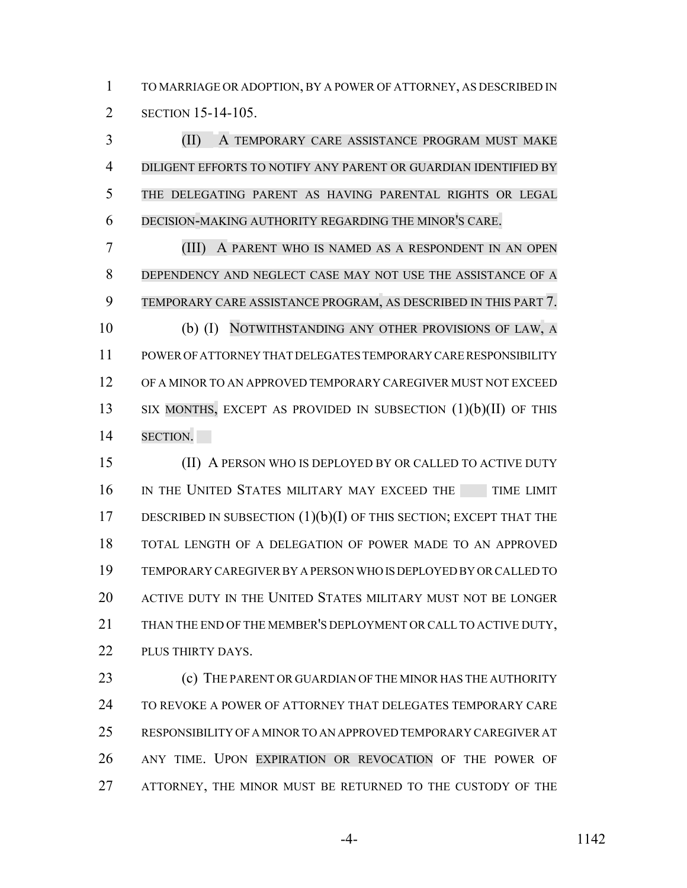TO MARRIAGE OR ADOPTION, BY A POWER OF ATTORNEY, AS DESCRIBED IN SECTION 15-14-105.

(II) A TEMPORARY CARE ASSISTANCE PROGRAM MUST MAKE DILIGENT EFFORTS TO NOTIFY ANY PARENT OR GUARDIAN IDENTIFIED BY THE DELEGATING PARENT AS HAVING PARENTAL RIGHTS OR LEGAL DECISION-MAKING AUTHORITY REGARDING THE MINOR'S CARE.

(III) A PARENT WHO IS NAMED AS A RESPONDENT IN AN OPEN DEPENDENCY AND NEGLECT CASE MAY NOT USE THE ASSISTANCE OF A TEMPORARY CARE ASSISTANCE PROGRAM, AS DESCRIBED IN THIS PART 7.

(b) (I) NOTWITHSTANDING ANY OTHER PROVISIONS OF LAW, A POWER OF ATTORNEY THAT DELEGATES TEMPORARY CARE RESPONSIBILITY OF A MINOR TO AN APPROVED TEMPORARY CAREGIVER MUST NOT EXCEED SIX MONTHS, EXCEPT AS PROVIDED IN SUBSECTION (1)(b)(II) OF THIS SECTION.

(II) A PERSON WHO IS DEPLOYED BY OR CALLED TO ACTIVE DUTY IN THE UNITED STATES MILITARY MAY EXCEED THE TIME LIMIT DESCRIBED IN SUBSECTION (1)(b)(I) OF THIS SECTION; EXCEPT THAT THE TOTAL LENGTH OF A DELEGATION OF POWER MADE TO AN APPROVED TEMPORARY CAREGIVER BY A PERSON WHO IS DEPLOYED BY OR CALLED TO ACTIVE DUTY IN THE UNITED STATES MILITARY MUST NOT BE LONGER THAN THE END OF THE MEMBER'S DEPLOYMENT OR CALL TO ACTIVE DUTY, PLUS THIRTY DAYS.

(c) THE PARENT OR GUARDIAN OF THE MINOR HAS THE AUTHORITY TO REVOKE A POWER OF ATTORNEY THAT DELEGATES TEMPORARY CARE RESPONSIBILITY OF A MINOR TO AN APPROVED TEMPORARY CAREGIVER AT ANY TIME. UPON EXPIRATION OR REVOCATION OF THE POWER OF ATTORNEY, THE MINOR MUST BE RETURNED TO THE CUSTODY OF THE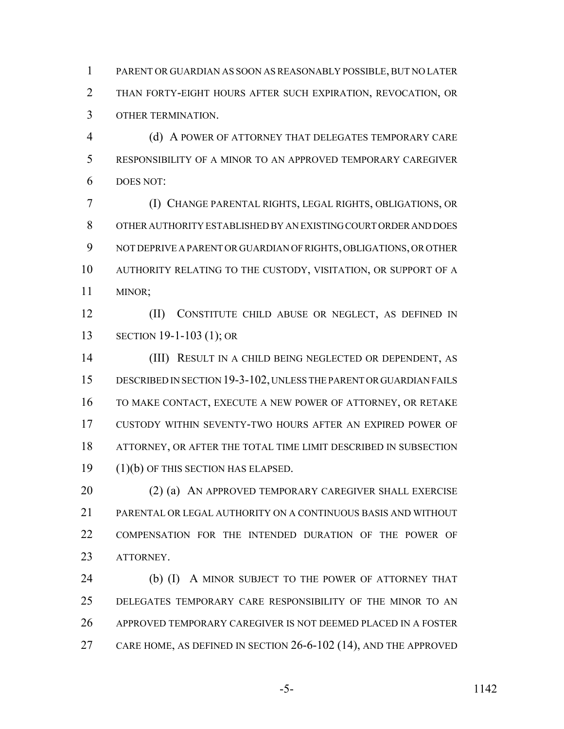PARENT OR GUARDIAN AS SOON AS REASONABLY POSSIBLE, BUT NO LATER THAN FORTY-EIGHT HOURS AFTER SUCH EXPIRATION, REVOCATION, OR OTHER TERMINATION.

(d) A POWER OF ATTORNEY THAT DELEGATES TEMPORARY CARE RESPONSIBILITY OF A MINOR TO AN APPROVED TEMPORARY CAREGIVER DOES NOT:

(I) CHANGE PARENTAL RIGHTS, LEGAL RIGHTS, OBLIGATIONS, OR OTHER AUTHORITY ESTABLISHED BY AN EXISTING COURT ORDER AND DOES NOT DEPRIVE A PARENT OR GUARDIAN OF RIGHTS, OBLIGATIONS, OR OTHER AUTHORITY RELATING TO THE CUSTODY, VISITATION, OR SUPPORT OF A MINOR;

(II) CONSTITUTE CHILD ABUSE OR NEGLECT, AS DEFINED IN SECTION 19-1-103 (1); OR

(III) RESULT IN A CHILD BEING NEGLECTED OR DEPENDENT, AS DESCRIBED IN SECTION 19-3-102, UNLESS THE PARENT OR GUARDIAN FAILS TO MAKE CONTACT, EXECUTE A NEW POWER OF ATTORNEY, OR RETAKE CUSTODY WITHIN SEVENTY-TWO HOURS AFTER AN EXPIRED POWER OF ATTORNEY, OR AFTER THE TOTAL TIME LIMIT DESCRIBED IN SUBSECTION (1)(b) OF THIS SECTION HAS ELAPSED.

(2) (a) AN APPROVED TEMPORARY CAREGIVER SHALL EXERCISE PARENTAL OR LEGAL AUTHORITY ON A CONTINUOUS BASIS AND WITHOUT COMPENSATION FOR THE INTENDED DURATION OF THE POWER OF ATTORNEY.

(b) (I) A MINOR SUBJECT TO THE POWER OF ATTORNEY THAT DELEGATES TEMPORARY CARE RESPONSIBILITY OF THE MINOR TO AN APPROVED TEMPORARY CAREGIVER IS NOT DEEMED PLACED IN A FOSTER CARE HOME, AS DEFINED IN SECTION 26-6-102 (14), AND THE APPROVED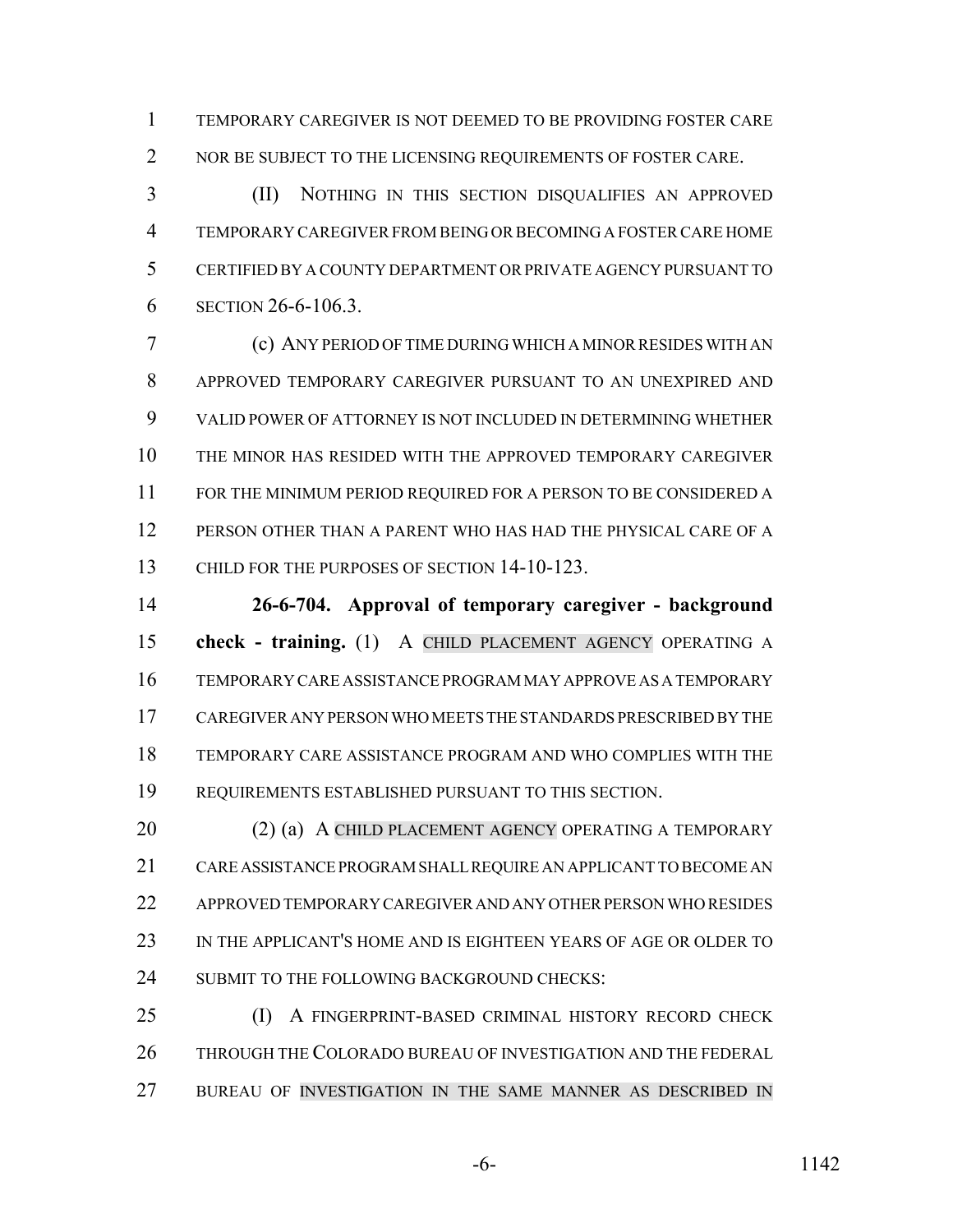TEMPORARY CAREGIVER IS NOT DEEMED TO BE PROVIDING FOSTER CARE NOR BE SUBJECT TO THE LICENSING REQUIREMENTS OF FOSTER CARE.

(II) NOTHING IN THIS SECTION DISQUALIFIES AN APPROVED TEMPORARY CAREGIVER FROM BEING OR BECOMING A FOSTER CARE HOME CERTIFIED BY A COUNTY DEPARTMENT OR PRIVATE AGENCY PURSUANT TO SECTION 26-6-106.3.

(c) ANY PERIOD OF TIME DURING WHICH A MINOR RESIDES WITH AN APPROVED TEMPORARY CAREGIVER PURSUANT TO AN UNEXPIRED AND VALID POWER OF ATTORNEY IS NOT INCLUDED IN DETERMINING WHETHER THE MINOR HAS RESIDED WITH THE APPROVED TEMPORARY CAREGIVER FOR THE MINIMUM PERIOD REQUIRED FOR A PERSON TO BE CONSIDERED A PERSON OTHER THAN A PARENT WHO HAS HAD THE PHYSICAL CARE OF A CHILD FOR THE PURPOSES OF SECTION 14-10-123.

**26-6-704. Approval of temporary caregiver - background check - training.** (1) A CHILD PLACEMENT AGENCY OPERATING A TEMPORARY CARE ASSISTANCE PROGRAM MAY APPROVE AS A TEMPORARY CAREGIVER ANY PERSON WHO MEETS THE STANDARDS PRESCRIBED BY THE TEMPORARY CARE ASSISTANCE PROGRAM AND WHO COMPLIES WITH THE REQUIREMENTS ESTABLISHED PURSUANT TO THIS SECTION.

(2) (a) A CHILD PLACEMENT AGENCY OPERATING A TEMPORARY CARE ASSISTANCE PROGRAM SHALL REQUIRE AN APPLICANT TO BECOME AN APPROVED TEMPORARY CAREGIVER AND ANY OTHER PERSON WHO RESIDES IN THE APPLICANT'S HOME AND IS EIGHTEEN YEARS OF AGE OR OLDER TO SUBMIT TO THE FOLLOWING BACKGROUND CHECKS:

(I) A FINGERPRINT-BASED CRIMINAL HISTORY RECORD CHECK THROUGH THE COLORADO BUREAU OF INVESTIGATION AND THE FEDERAL BUREAU OF INVESTIGATION IN THE SAME MANNER AS DESCRIBED IN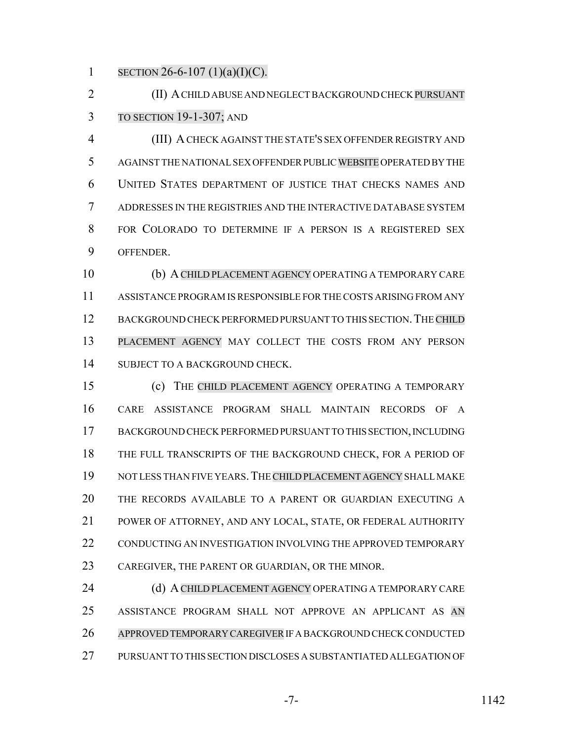SECTION 26-6-107 (1)(a)(I)(C).

(II) A CHILD ABUSE AND NEGLECT BACKGROUND CHECK PURSUANT TO SECTION 19-1-307; AND

(III) A CHECK AGAINST THE STATE'S SEX OFFENDER REGISTRY AND AGAINST THE NATIONAL SEX OFFENDER PUBLIC WEBSITE OPERATED BY THE UNITED STATES DEPARTMENT OF JUSTICE THAT CHECKS NAMES AND ADDRESSES IN THE REGISTRIES AND THE INTERACTIVE DATABASE SYSTEM FOR COLORADO TO DETERMINE IF A PERSON IS A REGISTERED SEX OFFENDER.

(b) A CHILD PLACEMENT AGENCY OPERATING A TEMPORARY CARE ASSISTANCE PROGRAM IS RESPONSIBLE FOR THE COSTS ARISING FROM ANY BACKGROUND CHECK PERFORMED PURSUANT TO THIS SECTION. THE CHILD PLACEMENT AGENCY MAY COLLECT THE COSTS FROM ANY PERSON SUBJECT TO A BACKGROUND CHECK.

(c) THE CHILD PLACEMENT AGENCY OPERATING A TEMPORARY CARE ASSISTANCE PROGRAM SHALL MAINTAIN RECORDS OF A BACKGROUND CHECK PERFORMED PURSUANT TO THIS SECTION, INCLUDING THE FULL TRANSCRIPTS OF THE BACKGROUND CHECK, FOR A PERIOD OF NOT LESS THAN FIVE YEARS. THE CHILD PLACEMENT AGENCY SHALL MAKE THE RECORDS AVAILABLE TO A PARENT OR GUARDIAN EXECUTING A POWER OF ATTORNEY, AND ANY LOCAL, STATE, OR FEDERAL AUTHORITY CONDUCTING AN INVESTIGATION INVOLVING THE APPROVED TEMPORARY CAREGIVER, THE PARENT OR GUARDIAN, OR THE MINOR.

(d) A CHILD PLACEMENT AGENCY OPERATING A TEMPORARY CARE ASSISTANCE PROGRAM SHALL NOT APPROVE AN APPLICANT AS AN APPROVED TEMPORARY CAREGIVER IF A BACKGROUND CHECK CONDUCTED PURSUANT TO THIS SECTION DISCLOSES A SUBSTANTIATED ALLEGATION OF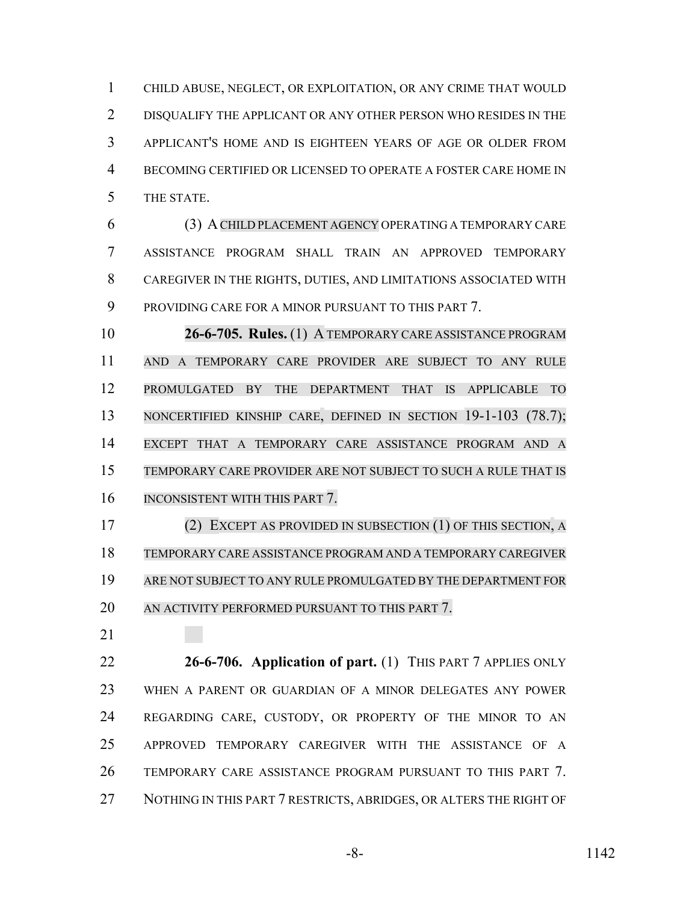CHILD ABUSE, NEGLECT, OR EXPLOITATION, OR ANY CRIME THAT WOULD DISQUALIFY THE APPLICANT OR ANY OTHER PERSON WHO RESIDES IN THE APPLICANT'S HOME AND IS EIGHTEEN YEARS OF AGE OR OLDER FROM BECOMING CERTIFIED OR LICENSED TO OPERATE A FOSTER CARE HOME IN THE STATE.

(3) A CHILD PLACEMENT AGENCY OPERATING A TEMPORARY CARE ASSISTANCE PROGRAM SHALL TRAIN AN APPROVED TEMPORARY CAREGIVER IN THE RIGHTS, DUTIES, AND LIMITATIONS ASSOCIATED WITH PROVIDING CARE FOR A MINOR PURSUANT TO THIS PART 7.

**26-6-705. Rules.** (1) A TEMPORARY CARE ASSISTANCE PROGRAM AND A TEMPORARY CARE PROVIDER ARE SUBJECT TO ANY RULE PROMULGATED BY THE DEPARTMENT THAT IS APPLICABLE TO NONCERTIFIED KINSHIP CARE, DEFINED IN SECTION 19-1-103 (78.7); EXCEPT THAT A TEMPORARY CARE ASSISTANCE PROGRAM AND A TEMPORARY CARE PROVIDER ARE NOT SUBJECT TO SUCH A RULE THAT IS INCONSISTENT WITH THIS PART 7.

(2) EXCEPT AS PROVIDED IN SUBSECTION (1) OF THIS SECTION, A TEMPORARY CARE ASSISTANCE PROGRAM AND A TEMPORARY CAREGIVER ARE NOT SUBJECT TO ANY RULE PROMULGATED BY THE DEPARTMENT FOR AN ACTIVITY PERFORMED PURSUANT TO THIS PART 7.

**26-6-706. Application of part.** (1) THIS PART 7 APPLIES ONLY WHEN A PARENT OR GUARDIAN OF A MINOR DELEGATES ANY POWER REGARDING CARE, CUSTODY, OR PROPERTY OF THE MINOR TO AN APPROVED TEMPORARY CAREGIVER WITH THE ASSISTANCE OF A TEMPORARY CARE ASSISTANCE PROGRAM PURSUANT TO THIS PART 7. NOTHING IN THIS PART 7 RESTRICTS, ABRIDGES, OR ALTERS THE RIGHT OF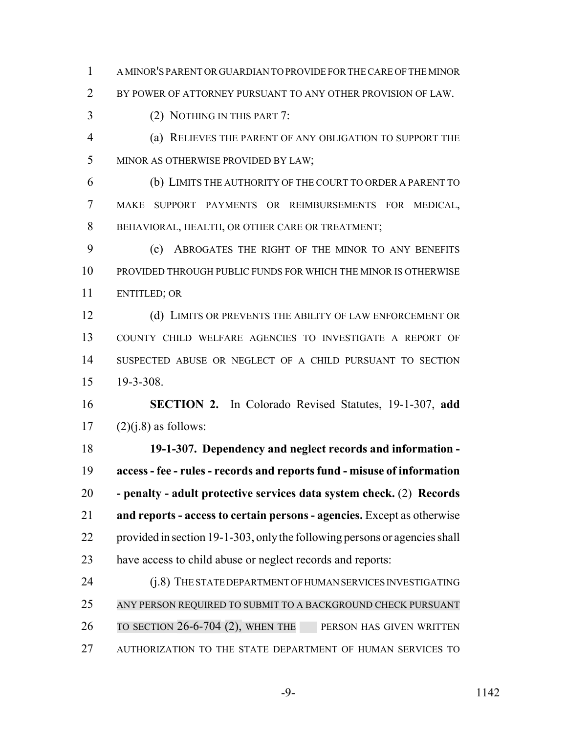A MINOR'S PARENT OR GUARDIAN TO PROVIDE FOR THE CARE OF THE MINOR BY POWER OF ATTORNEY PURSUANT TO ANY OTHER PROVISION OF LAW.

(2) NOTHING IN THIS PART 7:

(a) RELIEVES THE PARENT OF ANY OBLIGATION TO SUPPORT THE MINOR AS OTHERWISE PROVIDED BY LAW;

(b) LIMITS THE AUTHORITY OF THE COURT TO ORDER A PARENT TO MAKE SUPPORT PAYMENTS OR REIMBURSEMENTS FOR MEDICAL, BEHAVIORAL, HEALTH, OR OTHER CARE OR TREATMENT;

(c) ABROGATES THE RIGHT OF THE MINOR TO ANY BENEFITS PROVIDED THROUGH PUBLIC FUNDS FOR WHICH THE MINOR IS OTHERWISE ENTITLED; OR

(d) LIMITS OR PREVENTS THE ABILITY OF LAW ENFORCEMENT OR COUNTY CHILD WELFARE AGENCIES TO INVESTIGATE A REPORT OF SUSPECTED ABUSE OR NEGLECT OF A CHILD PURSUANT TO SECTION 19-3-308.

**SECTION 2.** In Colorado Revised Statutes, 19-1-307, **add** (2)(j.8) as follows:

**19-1-307. Dependency and neglect records and information - access - fee - rules - records and reports fund - misuse of information - penalty - adult protective services data system check.** (2) **Records and reports - access to certain persons - agencies.** Except as otherwise provided in section 19-1-303, only the following persons or agencies shall have access to child abuse or neglect records and reports:

(j.8) THE STATE DEPARTMENT OF HUMAN SERVICES INVESTIGATING ANY PERSON REQUIRED TO SUBMIT TO A BACKGROUND CHECK PURSUANT TO SECTION 26-6-704 (2), WHEN THE PERSON HAS GIVEN WRITTEN AUTHORIZATION TO THE STATE DEPARTMENT OF HUMAN SERVICES TO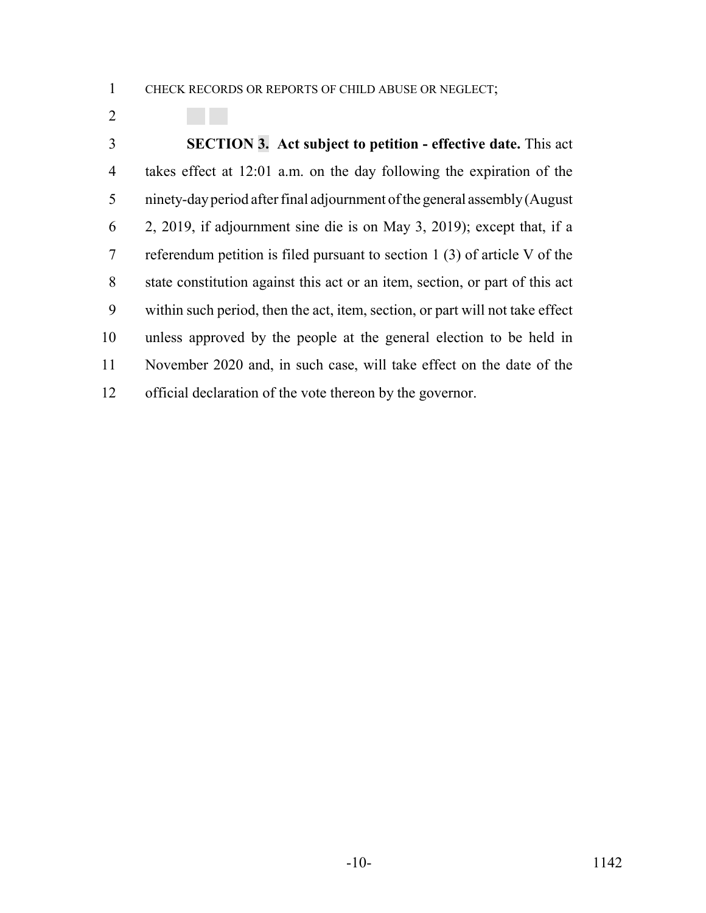CHECK RECORDS OR REPORTS OF CHILD ABUSE OR NEGLECT;

**SECTION 3. Act subject to petition - effective date.** This act takes effect at 12:01 a.m. on the day following the expiration of the ninety-day period after final adjournment of the general assembly (August 2, 2019, if adjournment sine die is on May 3, 2019); except that, if a referendum petition is filed pursuant to section 1 (3) of article V of the state constitution against this act or an item, section, or part of this act within such period, then the act, item, section, or part will not take effect unless approved by the people at the general election to be held in November 2020 and, in such case, will take effect on the date of the official declaration of the vote thereon by the governor.